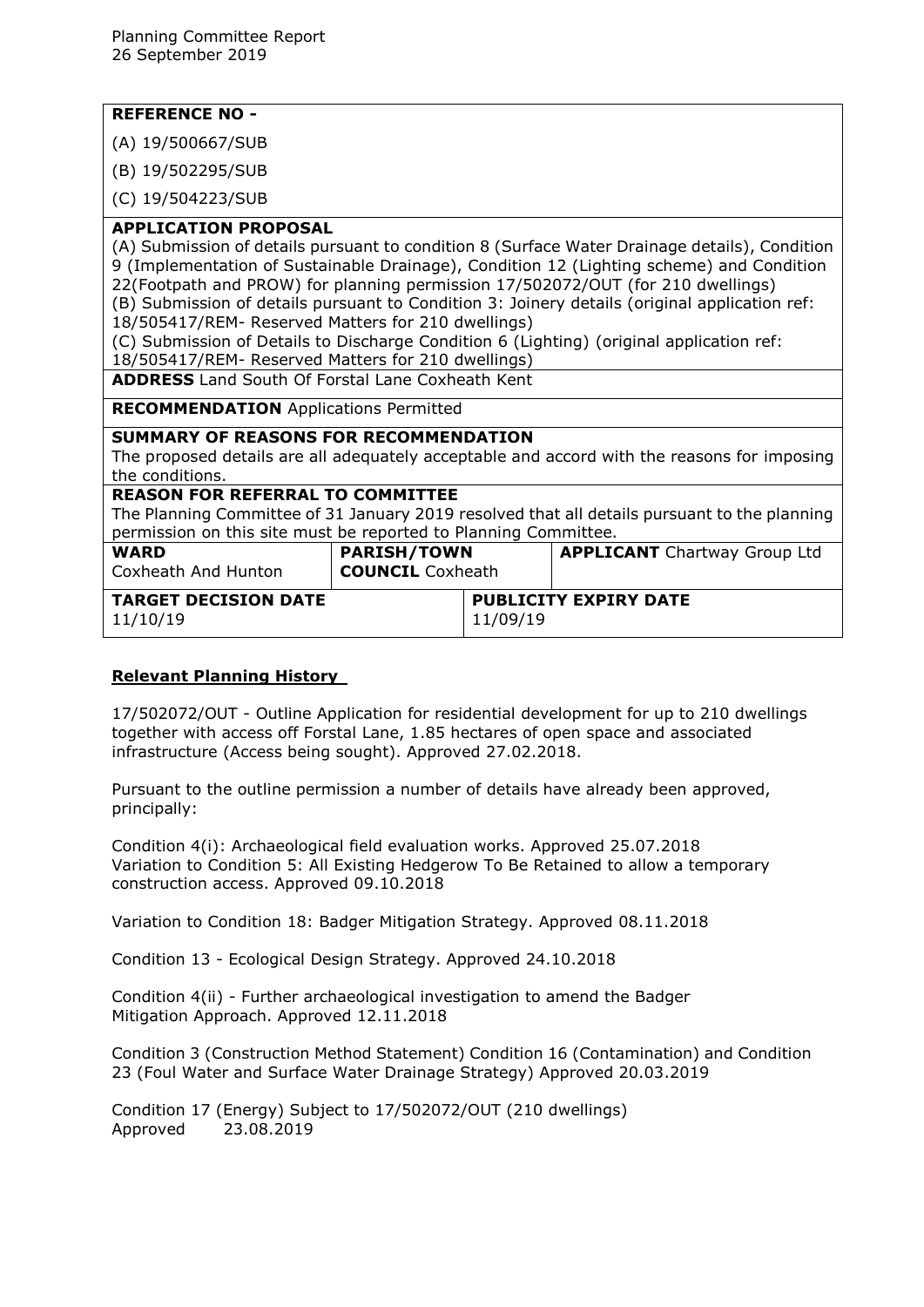Planning Committee Report
26 September 2019

| **REFERENCE NO -** | | | |
|---|---|---|---|
| (A) 19/500667/SUB<br>(B) 19/502295/SUB<br>(C) 19/504223/SUB | | | |
| **APPLICATION PROPOSAL**<br>(A) Submission of details pursuant to condition 8 (Surface Water Drainage details), Condition 9 (Implementation of Sustainable Drainage), Condition 12 (Lighting scheme) and Condition 22(Footpath and PROW) for planning permission 17/502072/OUT (for 210 dwellings)<br>(B) Submission of details pursuant to Condition 3: Joinery details (original application ref: 18/505417/REM- Reserved Matters for 210 dwellings)<br>(C) Submission of Details to Discharge Condition 6 (Lighting) (original application ref: 18/505417/REM- Reserved Matters for 210 dwellings) | | | |
| **ADDRESS** Land South Of Forstal Lane Coxheath Kent | | | |
| **RECOMMENDATION** Applications Permitted | | | |
| **SUMMARY OF REASONS FOR RECOMMENDATION**<br>The proposed details are all adequately acceptable and accord with the reasons for imposing the conditions. | | | |
| **REASON FOR REFERRAL TO COMMITTEE**<br>The Planning Committee of 31 January 2019 resolved that all details pursuant to the planning permission on this site must be reported to Planning Committee. | | | |
| **WARD**<br>Coxheath And Hunton | **PARISH/TOWN COUNCIL** Coxheath | | **APPLICANT** Chartway Group Ltd |
| **TARGET DECISION DATE**<br>11/10/19 | | **PUBLICITY EXPIRY DATE**<br>11/09/19 | |

## Relevant Planning History

17/502072/OUT - Outline Application for residential development for up to 210 dwellings together with access off Forstal Lane, 1.85 hectares of open space and associated infrastructure (Access being sought). Approved 27.02.2018.

Pursuant to the outline permission a number of details have already been approved, principally:

Condition 4(i): Archaeological field evaluation works. Approved 25.07.2018
Variation to Condition 5: All Existing Hedgerow To Be Retained to allow a temporary construction access. Approved 09.10.2018

Variation to Condition 18: Badger Mitigation Strategy. Approved 08.11.2018

Condition 13 - Ecological Design Strategy. Approved 24.10.2018

Condition 4(ii) - Further archaeological investigation to amend the Badger Mitigation Approach. Approved 12.11.2018

Condition 3 (Construction Method Statement) Condition 16 (Contamination) and Condition 23 (Foul Water and Surface Water Drainage Strategy) Approved 20.03.2019

Condition 17 (Energy) Subject to 17/502072/OUT (210 dwellings)
Approved 23.08.2019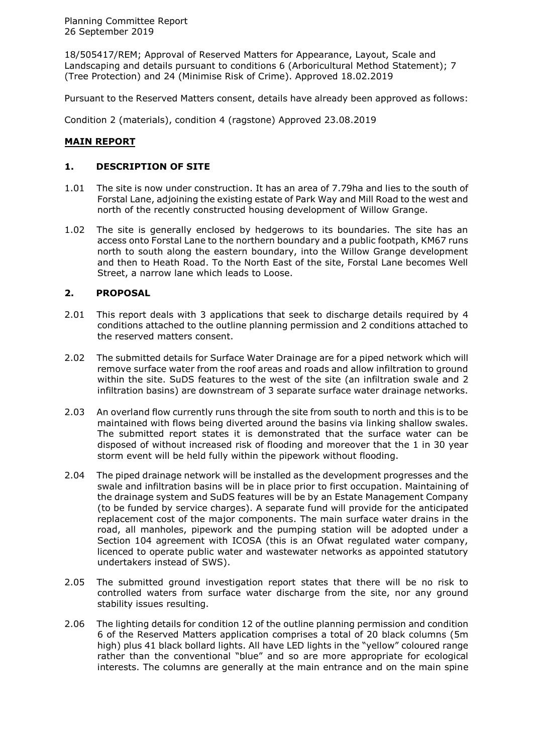18/505417/REM; Approval of Reserved Matters for Appearance, Layout, Scale and Landscaping and details pursuant to conditions 6 (Arboricultural Method Statement); 7 (Tree Protection) and 24 (Minimise Risk of Crime). Approved 18.02.2019

Pursuant to the Reserved Matters consent, details have already been approved as follows:

Condition 2 (materials), condition 4 (ragstone) Approved 23.08.2019

## MAIN REPORT

### 1. DESCRIPTION OF SITE

1.01 The site is now under construction. It has an area of 7.79ha and lies to the south of Forstal Lane, adjoining the existing estate of Park Way and Mill Road to the west and north of the recently constructed housing development of Willow Grange.

1.02 The site is generally enclosed by hedgerows to its boundaries. The site has an access onto Forstal Lane to the northern boundary and a public footpath, KM67 runs north to south along the eastern boundary, into the Willow Grange development and then to Heath Road. To the North East of the site, Forstal Lane becomes Well Street, a narrow lane which leads to Loose.

### 2. PROPOSAL

2.01 This report deals with 3 applications that seek to discharge details required by 4 conditions attached to the outline planning permission and 2 conditions attached to the reserved matters consent.

2.02 The submitted details for Surface Water Drainage are for a piped network which will remove surface water from the roof areas and roads and allow infiltration to ground within the site. SuDS features to the west of the site (an infiltration swale and 2 infiltration basins) are downstream of 3 separate surface water drainage networks.

2.03 An overland flow currently runs through the site from south to north and this is to be maintained with flows being diverted around the basins via linking shallow swales. The submitted report states it is demonstrated that the surface water can be disposed of without increased risk of flooding and moreover that the 1 in 30 year storm event will be held fully within the pipework without flooding.

2.04 The piped drainage network will be installed as the development progresses and the swale and infiltration basins will be in place prior to first occupation. Maintaining of the drainage system and SuDS features will be by an Estate Management Company (to be funded by service charges). A separate fund will provide for the anticipated replacement cost of the major components. The main surface water drains in the road, all manholes, pipework and the pumping station will be adopted under a Section 104 agreement with ICOSA (this is an Ofwat regulated water company, licenced to operate public water and wastewater networks as appointed statutory undertakers instead of SWS).

2.05 The submitted ground investigation report states that there will be no risk to controlled waters from surface water discharge from the site, nor any ground stability issues resulting.

2.06 The lighting details for condition 12 of the outline planning permission and condition 6 of the Reserved Matters application comprises a total of 20 black columns (5m high) plus 41 black bollard lights. All have LED lights in the "yellow" coloured range rather than the conventional "blue" and so are more appropriate for ecological interests. The columns are generally at the main entrance and on the main spine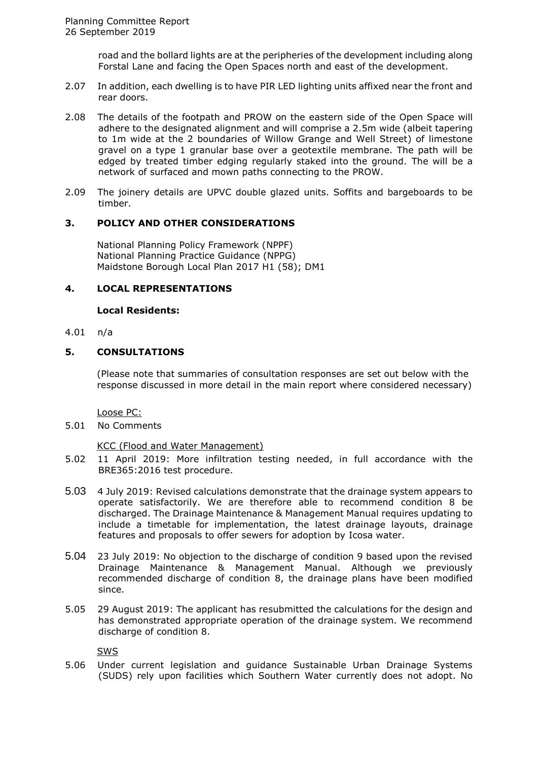road and the bollard lights are at the peripheries of the development including along Forstal Lane and facing the Open Spaces north and east of the development.

2.07 In addition, each dwelling is to have PIR LED lighting units affixed near the front and rear doors.

2.08 The details of the footpath and PROW on the eastern side of the Open Space will adhere to the designated alignment and will comprise a 2.5m wide (albeit tapering to 1m wide at the 2 boundaries of Willow Grange and Well Street) of limestone gravel on a type 1 granular base over a geotextile membrane. The path will be edged by treated timber edging regularly staked into the ground. The will be a network of surfaced and mown paths connecting to the PROW.

2.09 The joinery details are UPVC double glazed units. Soffits and bargeboards to be timber.

## 3. POLICY AND OTHER CONSIDERATIONS

National Planning Policy Framework (NPPF)
National Planning Practice Guidance (NPPG)
Maidstone Borough Local Plan 2017 H1 (58); DM1

## 4. LOCAL REPRESENTATIONS

**Local Residents:**

4.01 n/a

## 5. CONSULTATIONS

(Please note that summaries of consultation responses are set out below with the response discussed in more detail in the main report where considered necessary)

Loose PC:

5.01 No Comments

KCC (Flood and Water Management)

5.02 11 April 2019: More infiltration testing needed, in full accordance with the BRE365:2016 test procedure.

5.03 4 July 2019: Revised calculations demonstrate that the drainage system appears to operate satisfactorily. We are therefore able to recommend condition 8 be discharged. The Drainage Maintenance & Management Manual requires updating to include a timetable for implementation, the latest drainage layouts, drainage features and proposals to offer sewers for adoption by Icosa water.

5.04 23 July 2019: No objection to the discharge of condition 9 based upon the revised Drainage Maintenance & Management Manual. Although we previously recommended discharge of condition 8, the drainage plans have been modified since.

5.05 29 August 2019: The applicant has resubmitted the calculations for the design and has demonstrated appropriate operation of the drainage system. We recommend discharge of condition 8.

SWS

5.06 Under current legislation and guidance Sustainable Urban Drainage Systems (SUDS) rely upon facilities which Southern Water currently does not adopt. No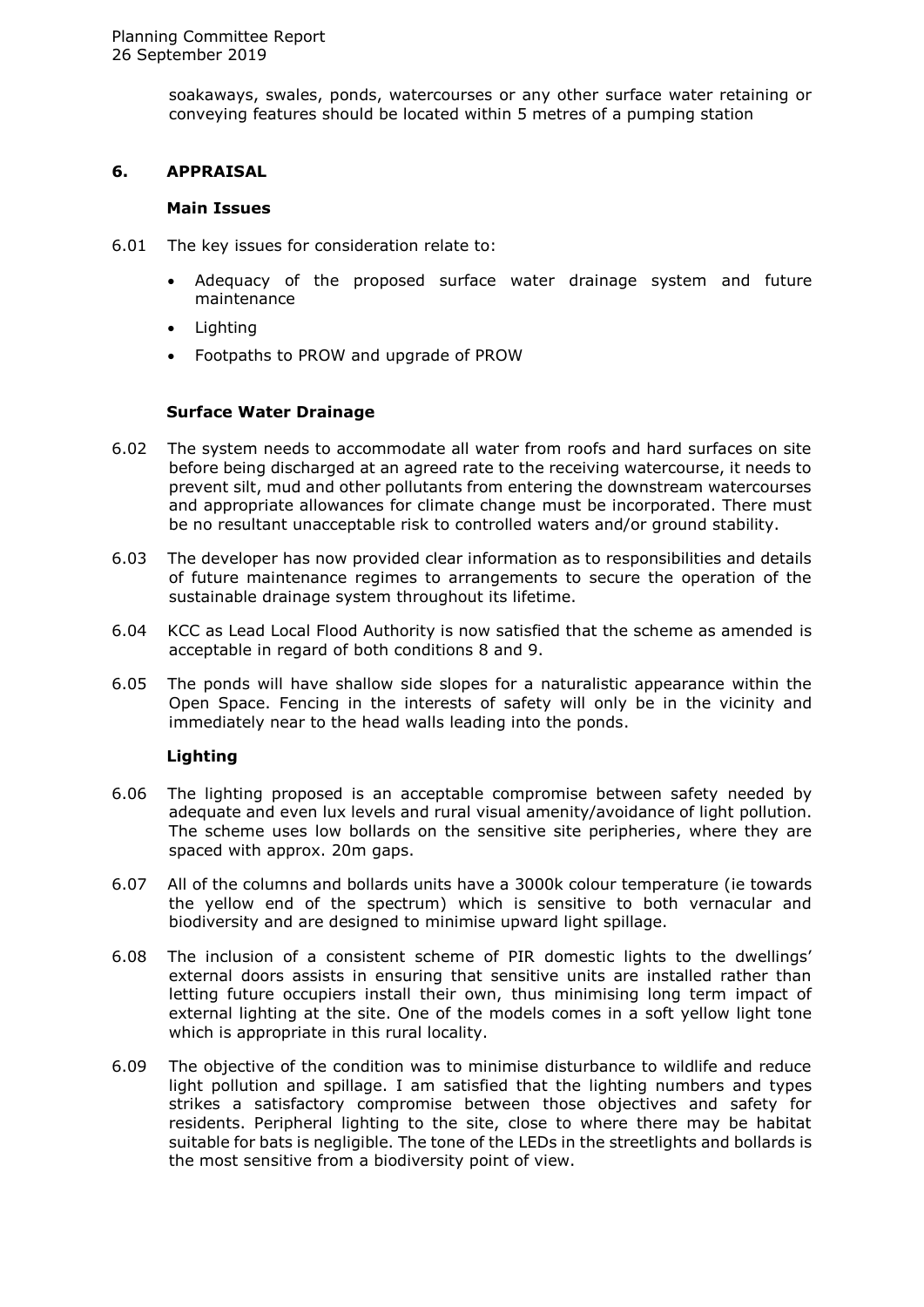soakaways, swales, ponds, watercourses or any other surface water retaining or conveying features should be located within 5 metres of a pumping station

## 6. APPRAISAL

### Main Issues

6.01 The key issues for consideration relate to:

- Adequacy of the proposed surface water drainage system and future maintenance
- Lighting
- Footpaths to PROW and upgrade of PROW

### Surface Water Drainage

6.02 The system needs to accommodate all water from roofs and hard surfaces on site before being discharged at an agreed rate to the receiving watercourse, it needs to prevent silt, mud and other pollutants from entering the downstream watercourses and appropriate allowances for climate change must be incorporated. There must be no resultant unacceptable risk to controlled waters and/or ground stability.

6.03 The developer has now provided clear information as to responsibilities and details of future maintenance regimes to arrangements to secure the operation of the sustainable drainage system throughout its lifetime.

6.04 KCC as Lead Local Flood Authority is now satisfied that the scheme as amended is acceptable in regard of both conditions 8 and 9.

6.05 The ponds will have shallow side slopes for a naturalistic appearance within the Open Space. Fencing in the interests of safety will only be in the vicinity and immediately near to the head walls leading into the ponds.

### Lighting

6.06 The lighting proposed is an acceptable compromise between safety needed by adequate and even lux levels and rural visual amenity/avoidance of light pollution. The scheme uses low bollards on the sensitive site peripheries, where they are spaced with approx. 20m gaps.

6.07 All of the columns and bollards units have a 3000k colour temperature (ie towards the yellow end of the spectrum) which is sensitive to both vernacular and biodiversity and are designed to minimise upward light spillage.

6.08 The inclusion of a consistent scheme of PIR domestic lights to the dwellings' external doors assists in ensuring that sensitive units are installed rather than letting future occupiers install their own, thus minimising long term impact of external lighting at the site. One of the models comes in a soft yellow light tone which is appropriate in this rural locality.

6.09 The objective of the condition was to minimise disturbance to wildlife and reduce light pollution and spillage. I am satisfied that the lighting numbers and types strikes a satisfactory compromise between those objectives and safety for residents. Peripheral lighting to the site, close to where there may be habitat suitable for bats is negligible. The tone of the LEDs in the streetlights and bollards is the most sensitive from a biodiversity point of view.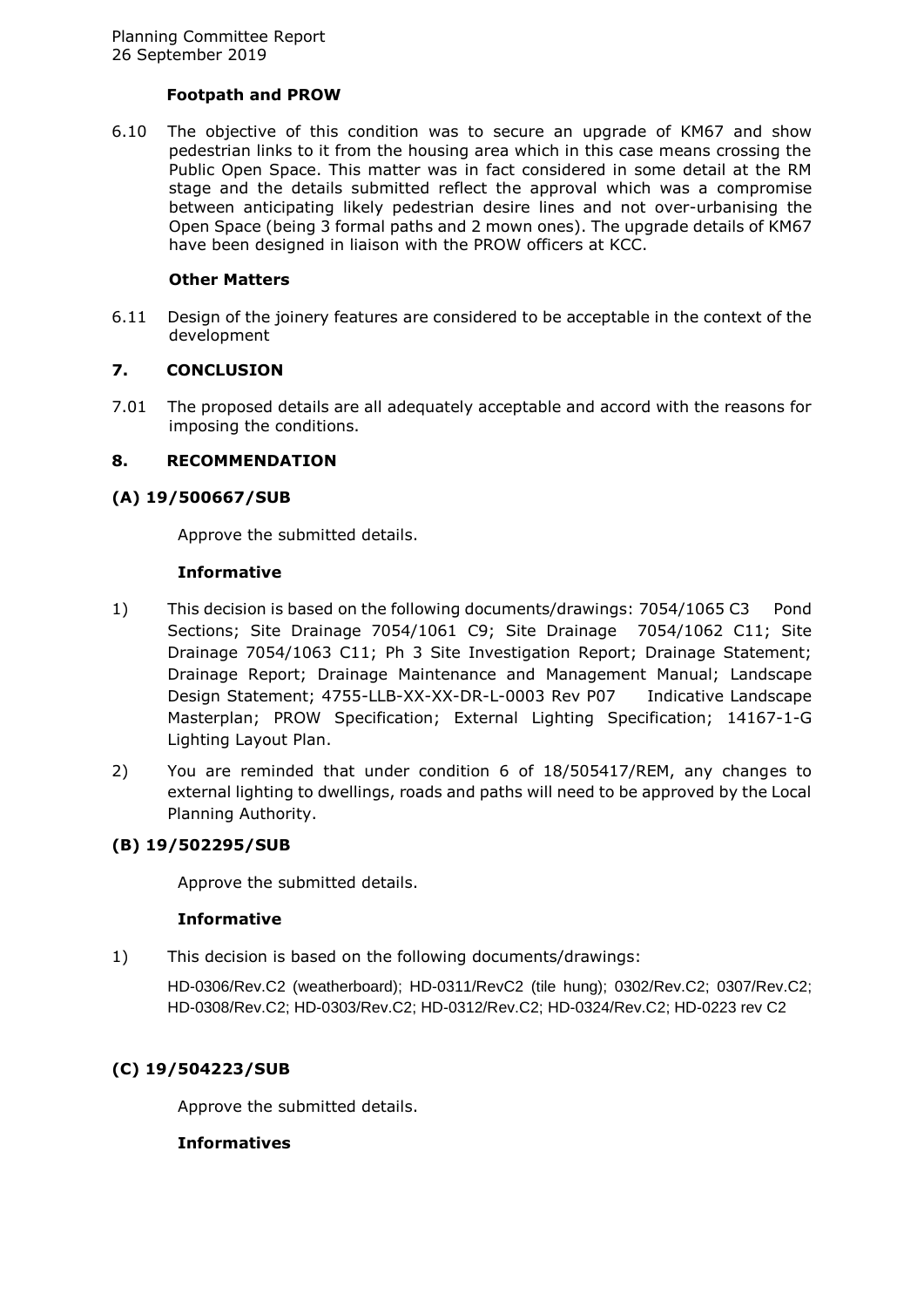**Footpath and PROW**

6.10 The objective of this condition was to secure an upgrade of KM67 and show pedestrian links to it from the housing area which in this case means crossing the Public Open Space. This matter was in fact considered in some detail at the RM stage and the details submitted reflect the approval which was a compromise between anticipating likely pedestrian desire lines and not over-urbanising the Open Space (being 3 formal paths and 2 mown ones). The upgrade details of KM67 have been designed in liaison with the PROW officers at KCC.

**Other Matters**

6.11 Design of the joinery features are considered to be acceptable in the context of the development

## 7. CONCLUSION

7.01 The proposed details are all adequately acceptable and accord with the reasons for imposing the conditions.

## 8. RECOMMENDATION

### (A) 19/500667/SUB

Approve the submitted details.

**Informative**

1) This decision is based on the following documents/drawings: 7054/1065 C3 Pond Sections; Site Drainage 7054/1061 C9; Site Drainage 7054/1062 C11; Site Drainage 7054/1063 C11; Ph 3 Site Investigation Report; Drainage Statement; Drainage Report; Drainage Maintenance and Management Manual; Landscape Design Statement; 4755-LLB-XX-XX-DR-L-0003 Rev P07 Indicative Landscape Masterplan; PROW Specification; External Lighting Specification; 14167-1-G Lighting Layout Plan.

2) You are reminded that under condition 6 of 18/505417/REM, any changes to external lighting to dwellings, roads and paths will need to be approved by the Local Planning Authority.

### (B) 19/502295/SUB

Approve the submitted details.

**Informative**

1) This decision is based on the following documents/drawings:

HD-0306/Rev.C2 (weatherboard); HD-0311/RevC2 (tile hung); 0302/Rev.C2; 0307/Rev.C2; HD-0308/Rev.C2; HD-0303/Rev.C2; HD-0312/Rev.C2; HD-0324/Rev.C2; HD-0223 rev C2

### (C) 19/504223/SUB

Approve the submitted details.

**Informatives**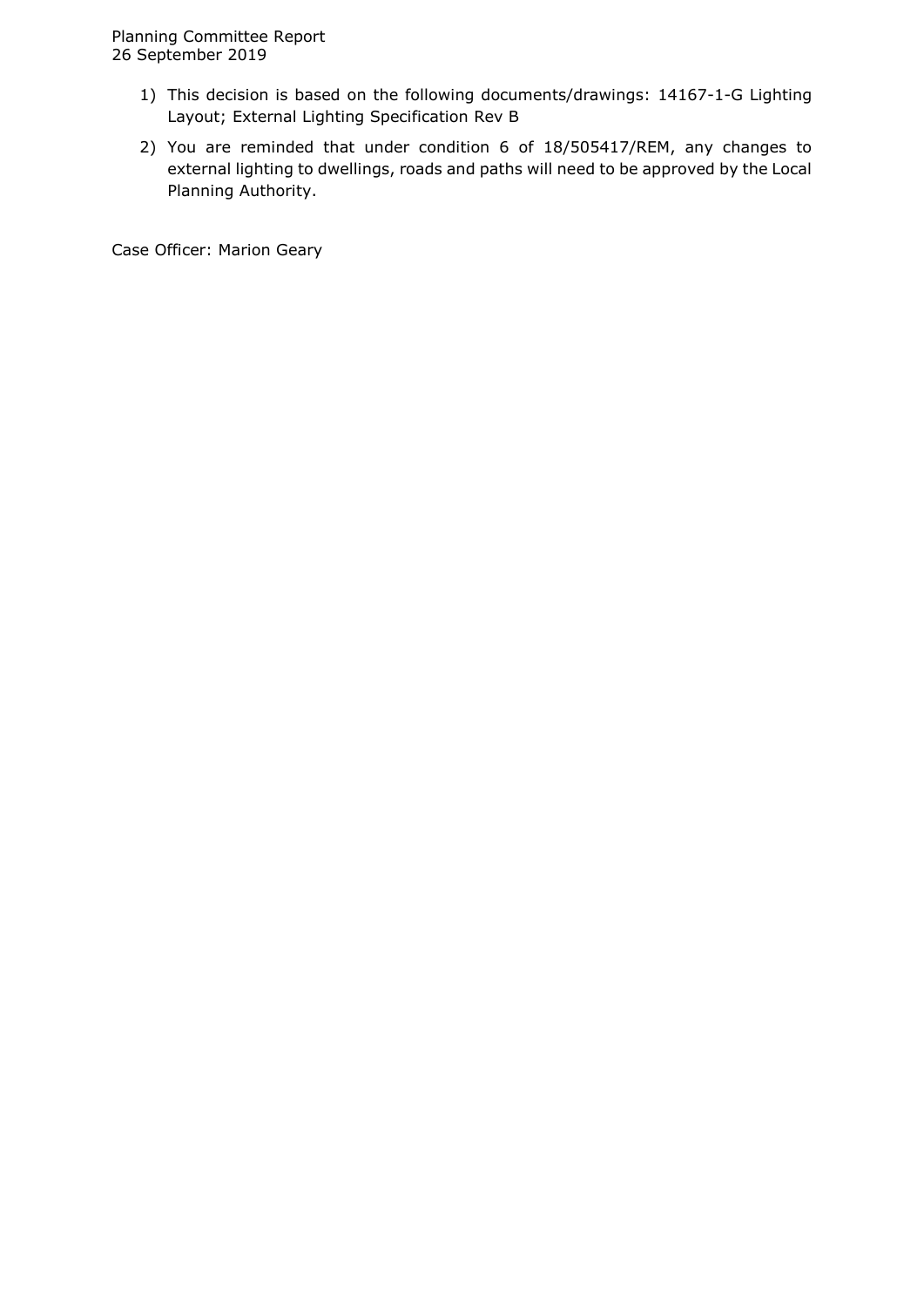1) This decision is based on the following documents/drawings: 14167-1-G Lighting Layout; External Lighting Specification Rev B
2) You are reminded that under condition 6 of 18/505417/REM, any changes to external lighting to dwellings, roads and paths will need to be approved by the Local Planning Authority.

Case Officer: Marion Geary